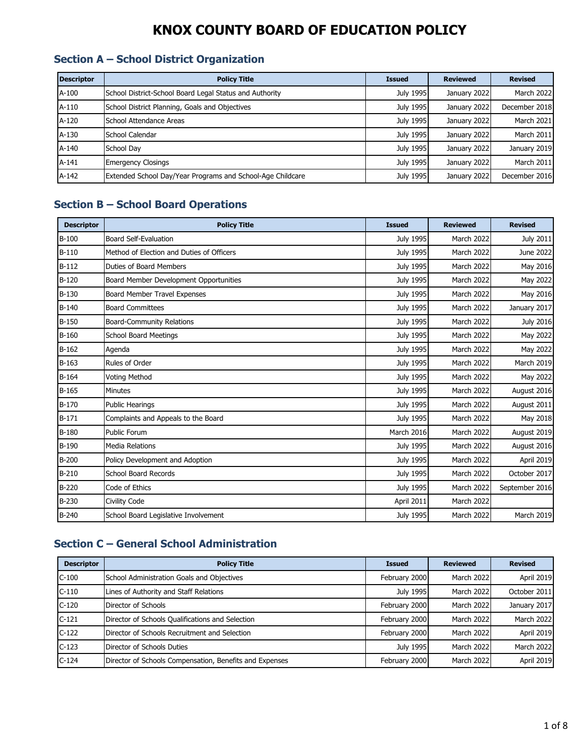# KNOX COUNTY BOARD OF EDUCATION POLICY

## Section A – School District Organization

| Descriptor | Policy Title | Issued | Reviewed | Revised |
|---|---|---|---|---|
| A-100 | School District-School Board Legal Status and Authority | July 1995 | January 2022 | March 2022 |
| A-110 | School District Planning, Goals and Objectives | July 1995 | January 2022 | December 2018 |
| A-120 | School Attendance Areas | July 1995 | January 2022 | March 2021 |
| A-130 | School Calendar | July 1995 | January 2022 | March 2011 |
| A-140 | School Day | July 1995 | January 2022 | January 2019 |
| A-141 | Emergency Closings | July 1995 | January 2022 | March 2011 |
| A-142 | Extended School Day/Year Programs and School-Age Childcare | July 1995 | January 2022 | December 2016 |

## Section B – School Board Operations

| Descriptor | Policy Title | Issued | Reviewed | Revised |
|---|---|---|---|---|
| B-100 | Board Self-Evaluation | July 1995 | March 2022 | July 2011 |
| B-110 | Method of Election and Duties of Officers | July 1995 | March 2022 | June 2022 |
| B-112 | Duties of Board Members | July 1995 | March 2022 | May 2016 |
| B-120 | Board Member Development Opportunities | July 1995 | March 2022 | May 2022 |
| B-130 | Board Member Travel Expenses | July 1995 | March 2022 | May 2016 |
| B-140 | Board Committees | July 1995 | March 2022 | January 2017 |
| B-150 | Board-Community Relations | July 1995 | March 2022 | July 2016 |
| B-160 | School Board Meetings | July 1995 | March 2022 | May 2022 |
| B-162 | Agenda | July 1995 | March 2022 | May 2022 |
| B-163 | Rules of Order | July 1995 | March 2022 | March 2019 |
| B-164 | Voting Method | July 1995 | March 2022 | May 2022 |
| B-165 | Minutes | July 1995 | March 2022 | August 2016 |
| B-170 | Public Hearings | July 1995 | March 2022 | August 2011 |
| B-171 | Complaints and Appeals to the Board | July 1995 | March 2022 | May 2018 |
| B-180 | Public Forum | March 2016 | March 2022 | August 2019 |
| B-190 | Media Relations | July 1995 | March 2022 | August 2016 |
| B-200 | Policy Development and Adoption | July 1995 | March 2022 | April 2019 |
| B-210 | School Board Records | July 1995 | March 2022 | October 2017 |
| B-220 | Code of Ethics | July 1995 | March 2022 | September 2016 |
| B-230 | Civility Code | April 2011 | March 2022 | |
| B-240 | School Board Legislative Involvement | July 1995 | March 2022 | March 2019 |

## Section C – General School Administration

| Descriptor | Policy Title | Issued | Reviewed | Revised |
|---|---|---|---|---|
| C-100 | School Administration Goals and Objectives | February 2000 | March 2022 | April 2019 |
| C-110 | Lines of Authority and Staff Relations | July 1995 | March 2022 | October 2011 |
| C-120 | Director of Schools | February 2000 | March 2022 | January 2017 |
| C-121 | Director of Schools Qualifications and Selection | February 2000 | March 2022 | March 2022 |
| C-122 | Director of Schools Recruitment and Selection | February 2000 | March 2022 | April 2019 |
| C-123 | Director of Schools Duties | July 1995 | March 2022 | March 2022 |
| C-124 | Director of Schools Compensation, Benefits and Expenses | February 2000 | March 2022 | April 2019 |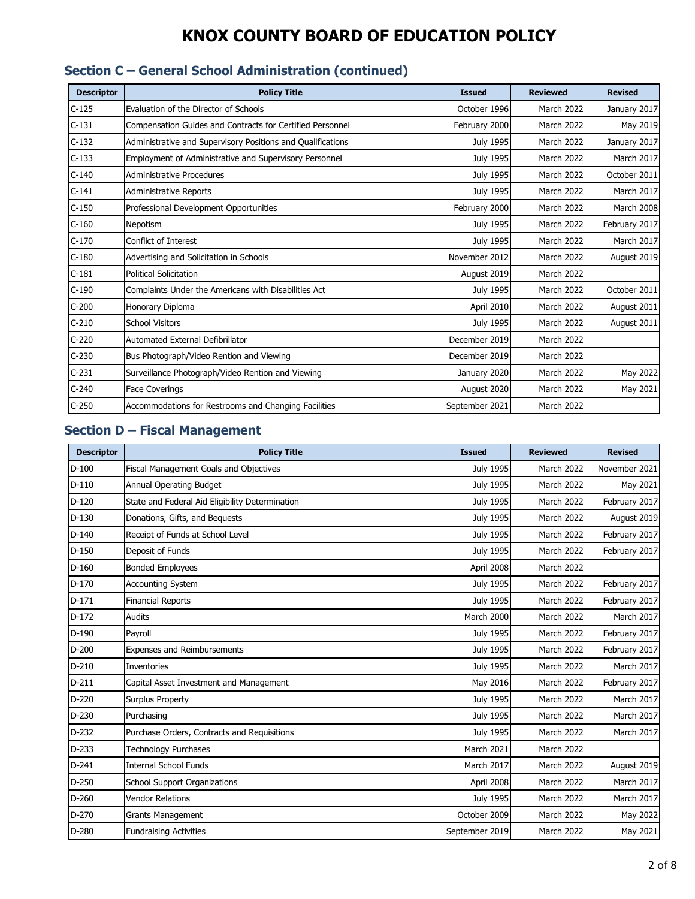# KNOX COUNTY BOARD OF EDUCATION POLICY

## Section C – General School Administration (continued)

| Descriptor | Policy Title | Issued | Reviewed | Revised |
|---|---|---|---|---|
| C-125 | Evaluation of the Director of Schools | October 1996 | March 2022 | January 2017 |
| C-131 | Compensation Guides and Contracts for Certified Personnel | February 2000 | March 2022 | May 2019 |
| C-132 | Administrative and Supervisory Positions and Qualifications | July 1995 | March 2022 | January 2017 |
| C-133 | Employment of Administrative and Supervisory Personnel | July 1995 | March 2022 | March 2017 |
| C-140 | Administrative Procedures | July 1995 | March 2022 | October 2011 |
| C-141 | Administrative Reports | July 1995 | March 2022 | March 2017 |
| C-150 | Professional Development Opportunities | February 2000 | March 2022 | March 2008 |
| C-160 | Nepotism | July 1995 | March 2022 | February 2017 |
| C-170 | Conflict of Interest | July 1995 | March 2022 | March 2017 |
| C-180 | Advertising and Solicitation in Schools | November 2012 | March 2022 | August 2019 |
| C-181 | Political Solicitation | August 2019 | March 2022 | |
| C-190 | Complaints Under the Americans with Disabilities Act | July 1995 | March 2022 | October 2011 |
| C-200 | Honorary Diploma | April 2010 | March 2022 | August 2011 |
| C-210 | School Visitors | July 1995 | March 2022 | August 2011 |
| C-220 | Automated External Defibrillator | December 2019 | March 2022 | |
| C-230 | Bus Photograph/Video Rention and Viewing | December 2019 | March 2022 | |
| C-231 | Surveillance Photograph/Video Rention and Viewing | January 2020 | March 2022 | May 2022 |
| C-240 | Face Coverings | August 2020 | March 2022 | May 2021 |
| C-250 | Accommodations for Restrooms and Changing Facilities | September 2021 | March 2022 | |

## Section D – Fiscal Management

| Descriptor | Policy Title | Issued | Reviewed | Revised |
|---|---|---|---|---|
| D-100 | Fiscal Management Goals and Objectives | July 1995 | March 2022 | November 2021 |
| D-110 | Annual Operating Budget | July 1995 | March 2022 | May 2021 |
| D-120 | State and Federal Aid Eligibility Determination | July 1995 | March 2022 | February 2017 |
| D-130 | Donations, Gifts, and Bequests | July 1995 | March 2022 | August 2019 |
| D-140 | Receipt of Funds at School Level | July 1995 | March 2022 | February 2017 |
| D-150 | Deposit of Funds | July 1995 | March 2022 | February 2017 |
| D-160 | Bonded Employees | April 2008 | March 2022 | |
| D-170 | Accounting System | July 1995 | March 2022 | February 2017 |
| D-171 | Financial Reports | July 1995 | March 2022 | February 2017 |
| D-172 | Audits | March 2000 | March 2022 | March 2017 |
| D-190 | Payroll | July 1995 | March 2022 | February 2017 |
| D-200 | Expenses and Reimbursements | July 1995 | March 2022 | February 2017 |
| D-210 | Inventories | July 1995 | March 2022 | March 2017 |
| D-211 | Capital Asset Investment and Management | May 2016 | March 2022 | February 2017 |
| D-220 | Surplus Property | July 1995 | March 2022 | March 2017 |
| D-230 | Purchasing | July 1995 | March 2022 | March 2017 |
| D-232 | Purchase Orders, Contracts and Requisitions | July 1995 | March 2022 | March 2017 |
| D-233 | Technology Purchases | March 2021 | March 2022 | |
| D-241 | Internal School Funds | March 2017 | March 2022 | August 2019 |
| D-250 | School Support Organizations | April 2008 | March 2022 | March 2017 |
| D-260 | Vendor Relations | July 1995 | March 2022 | March 2017 |
| D-270 | Grants Management | October 2009 | March 2022 | May 2022 |
| D-280 | Fundraising Activities | September 2019 | March 2022 | May 2021 |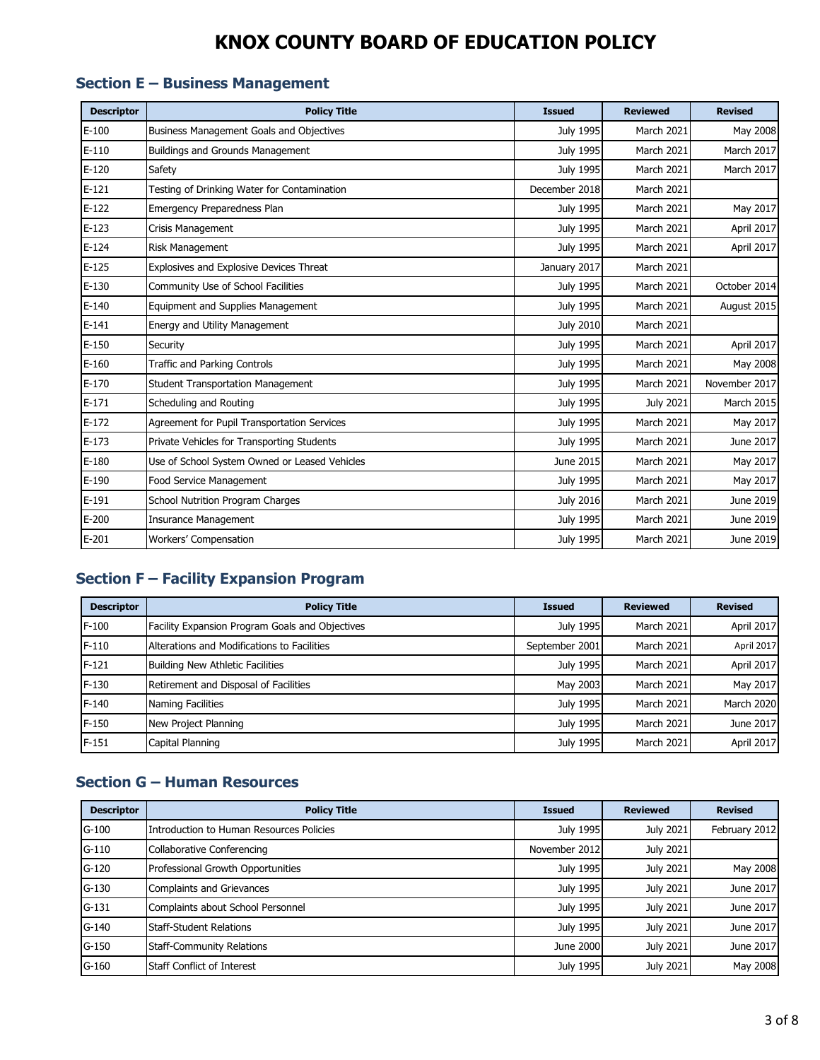# KNOX COUNTY BOARD OF EDUCATION POLICY

## Section E – Business Management

| Descriptor | Policy Title | Issued | Reviewed | Revised |
|---|---|---|---|---|
| E-100 | Business Management Goals and Objectives | July 1995 | March 2021 | May 2008 |
| E-110 | Buildings and Grounds Management | July 1995 | March 2021 | March 2017 |
| E-120 | Safety | July 1995 | March 2021 | March 2017 |
| E-121 | Testing of Drinking Water for Contamination | December 2018 | March 2021 | |
| E-122 | Emergency Preparedness Plan | July 1995 | March 2021 | May 2017 |
| E-123 | Crisis Management | July 1995 | March 2021 | April 2017 |
| E-124 | Risk Management | July 1995 | March 2021 | April 2017 |
| E-125 | Explosives and Explosive Devices Threat | January 2017 | March 2021 | |
| E-130 | Community Use of School Facilities | July 1995 | March 2021 | October 2014 |
| E-140 | Equipment and Supplies Management | July 1995 | March 2021 | August 2015 |
| E-141 | Energy and Utility Management | July 2010 | March 2021 | |
| E-150 | Security | July 1995 | March 2021 | April 2017 |
| E-160 | Traffic and Parking Controls | July 1995 | March 2021 | May 2008 |
| E-170 | Student Transportation Management | July 1995 | March 2021 | November 2017 |
| E-171 | Scheduling and Routing | July 1995 | July 2021 | March 2015 |
| E-172 | Agreement for Pupil Transportation Services | July 1995 | March 2021 | May 2017 |
| E-173 | Private Vehicles for Transporting Students | July 1995 | March 2021 | June 2017 |
| E-180 | Use of School System Owned or Leased Vehicles | June 2015 | March 2021 | May 2017 |
| E-190 | Food Service Management | July 1995 | March 2021 | May 2017 |
| E-191 | School Nutrition Program Charges | July 2016 | March 2021 | June 2019 |
| E-200 | Insurance Management | July 1995 | March 2021 | June 2019 |
| E-201 | Workers' Compensation | July 1995 | March 2021 | June 2019 |

## Section F – Facility Expansion Program

| Descriptor | Policy Title | Issued | Reviewed | Revised |
|---|---|---|---|---|
| F-100 | Facility Expansion Program Goals and Objectives | July 1995 | March 2021 | April 2017 |
| F-110 | Alterations and Modifications to Facilities | September 2001 | March 2021 | April 2017 |
| F-121 | Building New Athletic Facilities | July 1995 | March 2021 | April 2017 |
| F-130 | Retirement and Disposal of Facilities | May 2003 | March 2021 | May 2017 |
| F-140 | Naming Facilities | July 1995 | March 2021 | March 2020 |
| F-150 | New Project Planning | July 1995 | March 2021 | June 2017 |
| F-151 | Capital Planning | July 1995 | March 2021 | April 2017 |

## Section G – Human Resources

| Descriptor | Policy Title | Issued | Reviewed | Revised |
|---|---|---|---|---|
| G-100 | Introduction to Human Resources Policies | July 1995 | July 2021 | February 2012 |
| G-110 | Collaborative Conferencing | November 2012 | July 2021 | |
| G-120 | Professional Growth Opportunities | July 1995 | July 2021 | May 2008 |
| G-130 | Complaints and Grievances | July 1995 | July 2021 | June 2017 |
| G-131 | Complaints about School Personnel | July 1995 | July 2021 | June 2017 |
| G-140 | Staff-Student Relations | July 1995 | July 2021 | June 2017 |
| G-150 | Staff-Community Relations | June 2000 | July 2021 | June 2017 |
| G-160 | Staff Conflict of Interest | July 1995 | July 2021 | May 2008 |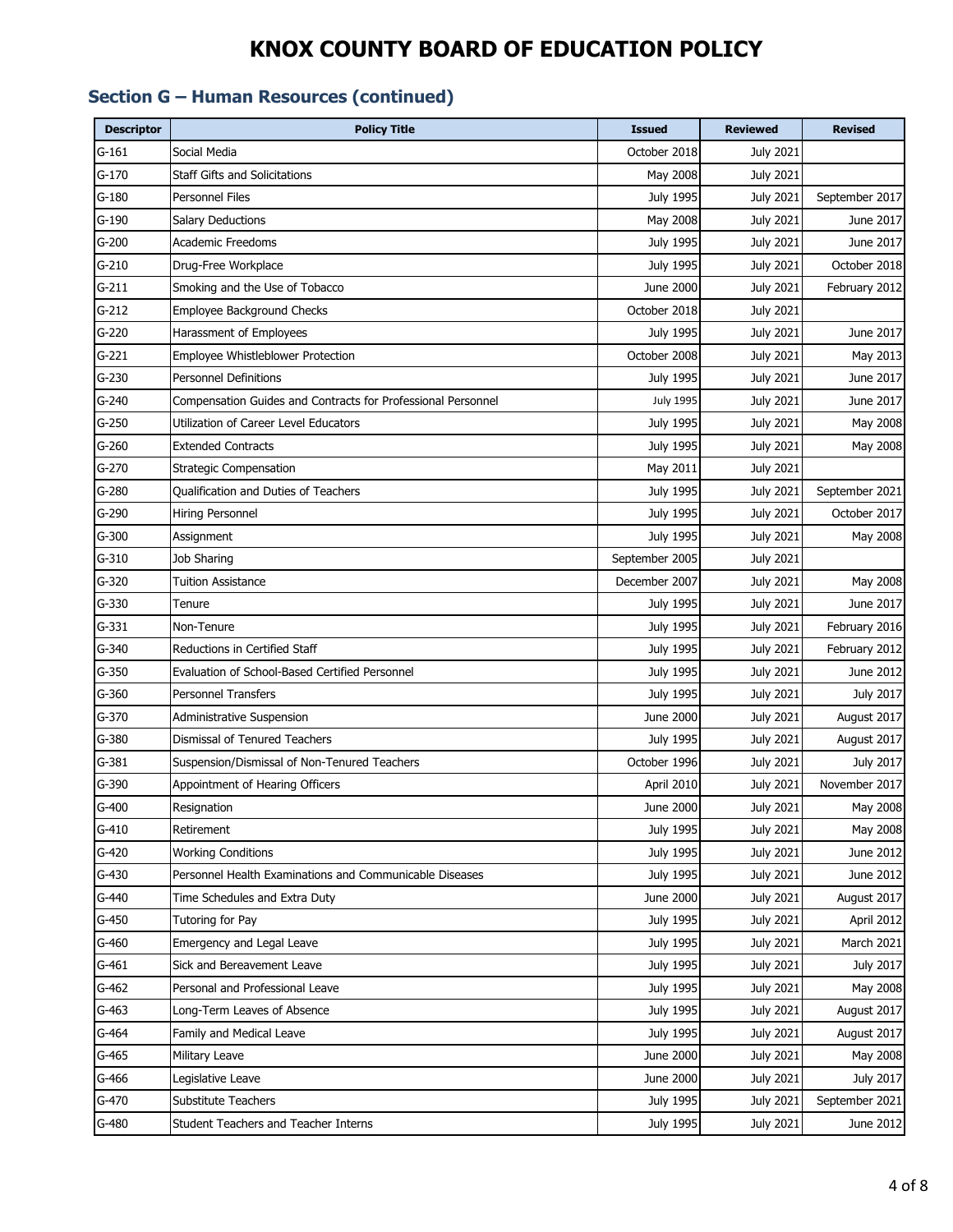# KNOX COUNTY BOARD OF EDUCATION POLICY

## Section G – Human Resources (continued)

| Descriptor | Policy Title | Issued | Reviewed | Revised |
|---|---|---|---|---|
| G-161 | Social Media | October 2018 | July 2021 | |
| G-170 | Staff Gifts and Solicitations | May 2008 | July 2021 | |
| G-180 | Personnel Files | July 1995 | July 2021 | September 2017 |
| G-190 | Salary Deductions | May 2008 | July 2021 | June 2017 |
| G-200 | Academic Freedoms | July 1995 | July 2021 | June 2017 |
| G-210 | Drug-Free Workplace | July 1995 | July 2021 | October 2018 |
| G-211 | Smoking and the Use of Tobacco | June 2000 | July 2021 | February 2012 |
| G-212 | Employee Background Checks | October 2018 | July 2021 | |
| G-220 | Harassment of Employees | July 1995 | July 2021 | June 2017 |
| G-221 | Employee Whistleblower Protection | October 2008 | July 2021 | May 2013 |
| G-230 | Personnel Definitions | July 1995 | July 2021 | June 2017 |
| G-240 | Compensation Guides and Contracts for Professional Personnel | July 1995 | July 2021 | June 2017 |
| G-250 | Utilization of Career Level Educators | July 1995 | July 2021 | May 2008 |
| G-260 | Extended Contracts | July 1995 | July 2021 | May 2008 |
| G-270 | Strategic Compensation | May 2011 | July 2021 | |
| G-280 | Qualification and Duties of Teachers | July 1995 | July 2021 | September 2021 |
| G-290 | Hiring Personnel | July 1995 | July 2021 | October 2017 |
| G-300 | Assignment | July 1995 | July 2021 | May 2008 |
| G-310 | Job Sharing | September 2005 | July 2021 | |
| G-320 | Tuition Assistance | December 2007 | July 2021 | May 2008 |
| G-330 | Tenure | July 1995 | July 2021 | June 2017 |
| G-331 | Non-Tenure | July 1995 | July 2021 | February 2016 |
| G-340 | Reductions in Certified Staff | July 1995 | July 2021 | February 2012 |
| G-350 | Evaluation of School-Based Certified Personnel | July 1995 | July 2021 | June 2012 |
| G-360 | Personnel Transfers | July 1995 | July 2021 | July 2017 |
| G-370 | Administrative Suspension | June 2000 | July 2021 | August 2017 |
| G-380 | Dismissal of Tenured Teachers | July 1995 | July 2021 | August 2017 |
| G-381 | Suspension/Dismissal of Non-Tenured Teachers | October 1996 | July 2021 | July 2017 |
| G-390 | Appointment of Hearing Officers | April 2010 | July 2021 | November 2017 |
| G-400 | Resignation | June 2000 | July 2021 | May 2008 |
| G-410 | Retirement | July 1995 | July 2021 | May 2008 |
| G-420 | Working Conditions | July 1995 | July 2021 | June 2012 |
| G-430 | Personnel Health Examinations and Communicable Diseases | July 1995 | July 2021 | June 2012 |
| G-440 | Time Schedules and Extra Duty | June 2000 | July 2021 | August 2017 |
| G-450 | Tutoring for Pay | July 1995 | July 2021 | April 2012 |
| G-460 | Emergency and Legal Leave | July 1995 | July 2021 | March 2021 |
| G-461 | Sick and Bereavement Leave | July 1995 | July 2021 | July 2017 |
| G-462 | Personal and Professional Leave | July 1995 | July 2021 | May 2008 |
| G-463 | Long-Term Leaves of Absence | July 1995 | July 2021 | August 2017 |
| G-464 | Family and Medical Leave | July 1995 | July 2021 | August 2017 |
| G-465 | Military Leave | June 2000 | July 2021 | May 2008 |
| G-466 | Legislative Leave | June 2000 | July 2021 | July 2017 |
| G-470 | Substitute Teachers | July 1995 | July 2021 | September 2021 |
| G-480 | Student Teachers and Teacher Interns | July 1995 | July 2021 | June 2012 |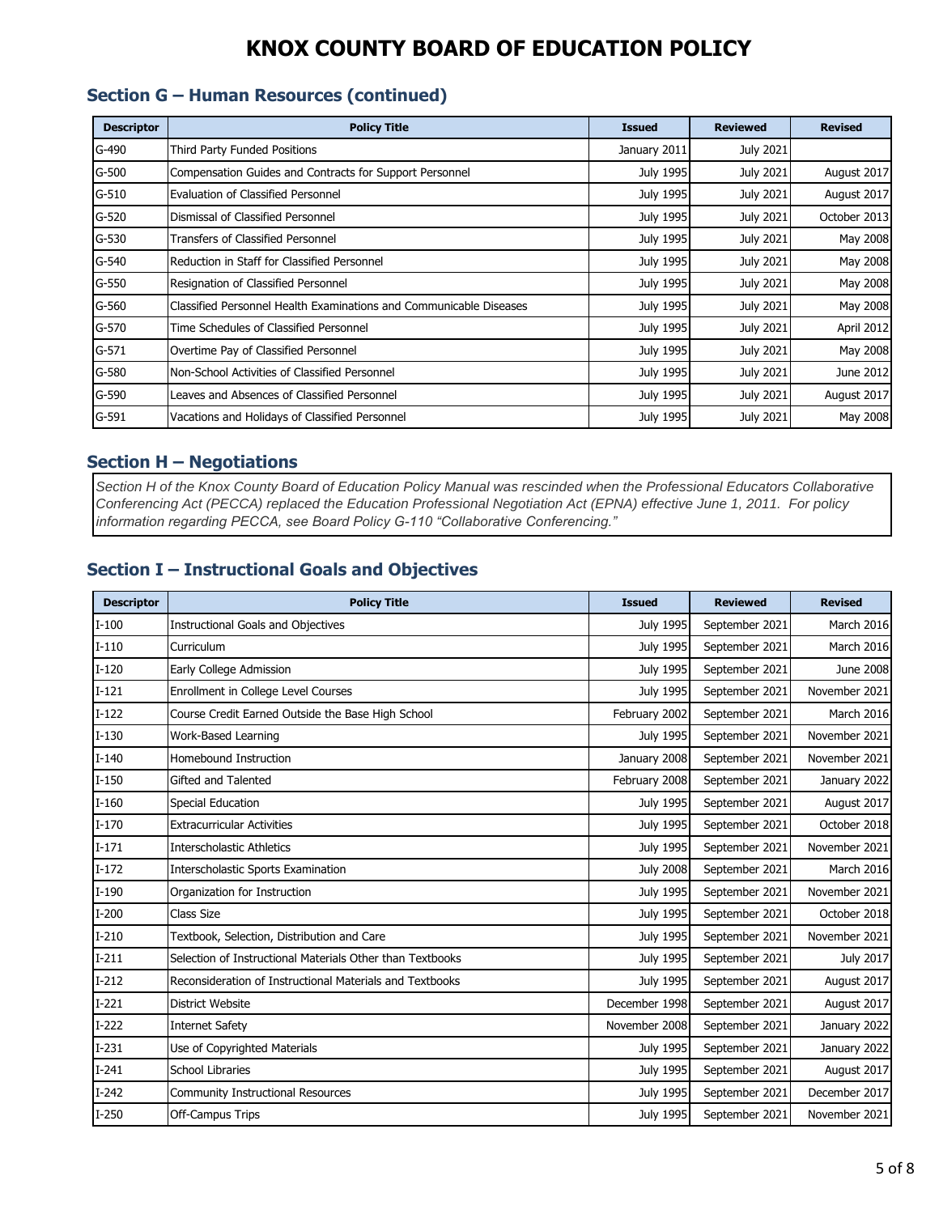# KNOX COUNTY BOARD OF EDUCATION POLICY

## Section G – Human Resources (continued)

| Descriptor | Policy Title | Issued | Reviewed | Revised |
|---|---|---|---|---|
| G-490 | Third Party Funded Positions | January 2011 | July 2021 | |
| G-500 | Compensation Guides and Contracts for Support Personnel | July 1995 | July 2021 | August 2017 |
| G-510 | Evaluation of Classified Personnel | July 1995 | July 2021 | August 2017 |
| G-520 | Dismissal of Classified Personnel | July 1995 | July 2021 | October 2013 |
| G-530 | Transfers of Classified Personnel | July 1995 | July 2021 | May 2008 |
| G-540 | Reduction in Staff for Classified Personnel | July 1995 | July 2021 | May 2008 |
| G-550 | Resignation of Classified Personnel | July 1995 | July 2021 | May 2008 |
| G-560 | Classified Personnel Health Examinations and Communicable Diseases | July 1995 | July 2021 | May 2008 |
| G-570 | Time Schedules of Classified Personnel | July 1995 | July 2021 | April 2012 |
| G-571 | Overtime Pay of Classified Personnel | July 1995 | July 2021 | May 2008 |
| G-580 | Non-School Activities of Classified Personnel | July 1995 | July 2021 | June 2012 |
| G-590 | Leaves and Absences of Classified Personnel | July 1995 | July 2021 | August 2017 |
| G-591 | Vacations and Holidays of Classified Personnel | July 1995 | July 2021 | May 2008 |

## Section H – Negotiations

*Section H of the Knox County Board of Education Policy Manual was rescinded when the Professional Educators Collaborative Conferencing Act (PECCA) replaced the Education Professional Negotiation Act (EPNA) effective June 1, 2011. For policy information regarding PECCA, see Board Policy G-110 "Collaborative Conferencing."*

## Section I – Instructional Goals and Objectives

| Descriptor | Policy Title | Issued | Reviewed | Revised |
|---|---|---|---|---|
| I-100 | Instructional Goals and Objectives | July 1995 | September 2021 | March 2016 |
| I-110 | Curriculum | July 1995 | September 2021 | March 2016 |
| I-120 | Early College Admission | July 1995 | September 2021 | June 2008 |
| I-121 | Enrollment in College Level Courses | July 1995 | September 2021 | November 2021 |
| I-122 | Course Credit Earned Outside the Base High School | February 2002 | September 2021 | March 2016 |
| I-130 | Work-Based Learning | July 1995 | September 2021 | November 2021 |
| I-140 | Homebound Instruction | January 2008 | September 2021 | November 2021 |
| I-150 | Gifted and Talented | February 2008 | September 2021 | January 2022 |
| I-160 | Special Education | July 1995 | September 2021 | August 2017 |
| I-170 | Extracurricular Activities | July 1995 | September 2021 | October 2018 |
| I-171 | Interscholastic Athletics | July 1995 | September 2021 | November 2021 |
| I-172 | Interscholastic Sports Examination | July 2008 | September 2021 | March 2016 |
| I-190 | Organization for Instruction | July 1995 | September 2021 | November 2021 |
| I-200 | Class Size | July 1995 | September 2021 | October 2018 |
| I-210 | Textbook, Selection, Distribution and Care | July 1995 | September 2021 | November 2021 |
| I-211 | Selection of Instructional Materials Other than Textbooks | July 1995 | September 2021 | July 2017 |
| I-212 | Reconsideration of Instructional Materials and Textbooks | July 1995 | September 2021 | August 2017 |
| I-221 | District Website | December 1998 | September 2021 | August 2017 |
| I-222 | Internet Safety | November 2008 | September 2021 | January 2022 |
| I-231 | Use of Copyrighted Materials | July 1995 | September 2021 | January 2022 |
| I-241 | School Libraries | July 1995 | September 2021 | August 2017 |
| I-242 | Community Instructional Resources | July 1995 | September 2021 | December 2017 |
| I-250 | Off-Campus Trips | July 1995 | September 2021 | November 2021 |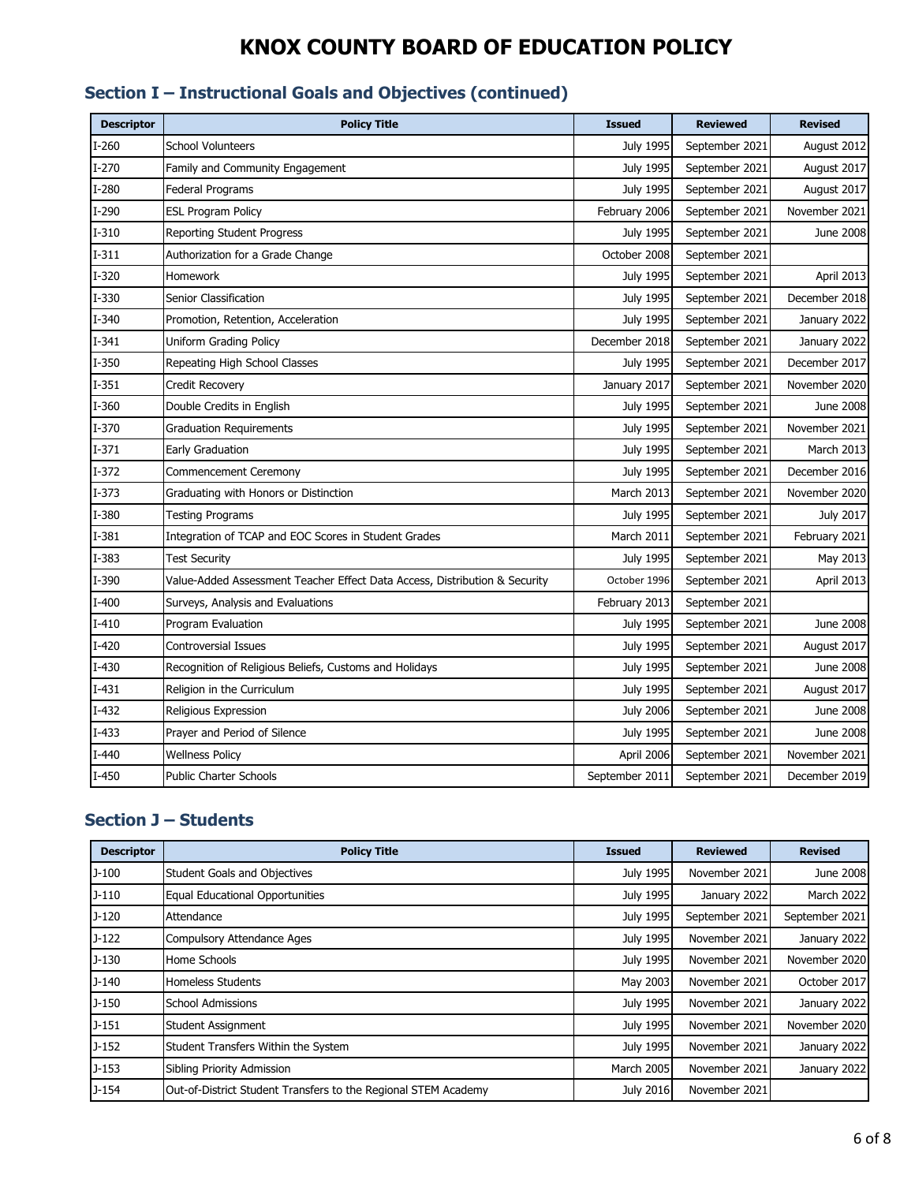# KNOX COUNTY BOARD OF EDUCATION POLICY

## Section I – Instructional Goals and Objectives (continued)

| Descriptor | Policy Title | Issued | Reviewed | Revised |
|---|---|---|---|---|
| I-260 | School Volunteers | July 1995 | September 2021 | August 2012 |
| I-270 | Family and Community Engagement | July 1995 | September 2021 | August 2017 |
| I-280 | Federal Programs | July 1995 | September 2021 | August 2017 |
| I-290 | ESL Program Policy | February 2006 | September 2021 | November 2021 |
| I-310 | Reporting Student Progress | July 1995 | September 2021 | June 2008 |
| I-311 | Authorization for a Grade Change | October 2008 | September 2021 | |
| I-320 | Homework | July 1995 | September 2021 | April 2013 |
| I-330 | Senior Classification | July 1995 | September 2021 | December 2018 |
| I-340 | Promotion, Retention, Acceleration | July 1995 | September 2021 | January 2022 |
| I-341 | Uniform Grading Policy | December 2018 | September 2021 | January 2022 |
| I-350 | Repeating High School Classes | July 1995 | September 2021 | December 2017 |
| I-351 | Credit Recovery | January 2017 | September 2021 | November 2020 |
| I-360 | Double Credits in English | July 1995 | September 2021 | June 2008 |
| I-370 | Graduation Requirements | July 1995 | September 2021 | November 2021 |
| I-371 | Early Graduation | July 1995 | September 2021 | March 2013 |
| I-372 | Commencement Ceremony | July 1995 | September 2021 | December 2016 |
| I-373 | Graduating with Honors or Distinction | March 2013 | September 2021 | November 2020 |
| I-380 | Testing Programs | July 1995 | September 2021 | July 2017 |
| I-381 | Integration of TCAP and EOC Scores in Student Grades | March 2011 | September 2021 | February 2021 |
| I-383 | Test Security | July 1995 | September 2021 | May 2013 |
| I-390 | Value-Added Assessment Teacher Effect Data Access, Distribution & Security | October 1996 | September 2021 | April 2013 |
| I-400 | Surveys, Analysis and Evaluations | February 2013 | September 2021 | |
| I-410 | Program Evaluation | July 1995 | September 2021 | June 2008 |
| I-420 | Controversial Issues | July 1995 | September 2021 | August 2017 |
| I-430 | Recognition of Religious Beliefs, Customs and Holidays | July 1995 | September 2021 | June 2008 |
| I-431 | Religion in the Curriculum | July 1995 | September 2021 | August 2017 |
| I-432 | Religious Expression | July 2006 | September 2021 | June 2008 |
| I-433 | Prayer and Period of Silence | July 1995 | September 2021 | June 2008 |
| I-440 | Wellness Policy | April 2006 | September 2021 | November 2021 |
| I-450 | Public Charter Schools | September 2011 | September 2021 | December 2019 |

## Section J – Students

| Descriptor | Policy Title | Issued | Reviewed | Revised |
|---|---|---|---|---|
| J-100 | Student Goals and Objectives | July 1995 | November 2021 | June 2008 |
| J-110 | Equal Educational Opportunities | July 1995 | January 2022 | March 2022 |
| J-120 | Attendance | July 1995 | September 2021 | September 2021 |
| J-122 | Compulsory Attendance Ages | July 1995 | November 2021 | January 2022 |
| J-130 | Home Schools | July 1995 | November 2021 | November 2020 |
| J-140 | Homeless Students | May 2003 | November 2021 | October 2017 |
| J-150 | School Admissions | July 1995 | November 2021 | January 2022 |
| J-151 | Student Assignment | July 1995 | November 2021 | November 2020 |
| J-152 | Student Transfers Within the System | July 1995 | November 2021 | January 2022 |
| J-153 | Sibling Priority Admission | March 2005 | November 2021 | January 2022 |
| J-154 | Out-of-District Student Transfers to the Regional STEM Academy | July 2016 | November 2021 | |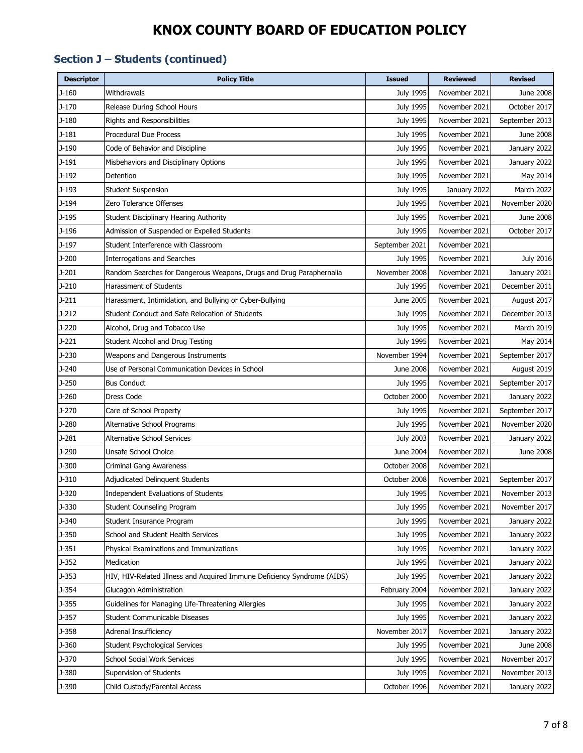# KNOX COUNTY BOARD OF EDUCATION POLICY

## Section J – Students (continued)

| Descriptor | Policy Title | Issued | Reviewed | Revised |
|---|---|---|---|---|
| J-160 | Withdrawals | July 1995 | November 2021 | June 2008 |
| J-170 | Release During School Hours | July 1995 | November 2021 | October 2017 |
| J-180 | Rights and Responsibilities | July 1995 | November 2021 | September 2013 |
| J-181 | Procedural Due Process | July 1995 | November 2021 | June 2008 |
| J-190 | Code of Behavior and Discipline | July 1995 | November 2021 | January 2022 |
| J-191 | Misbehaviors and Disciplinary Options | July 1995 | November 2021 | January 2022 |
| J-192 | Detention | July 1995 | November 2021 | May 2014 |
| J-193 | Student Suspension | July 1995 | January 2022 | March 2022 |
| J-194 | Zero Tolerance Offenses | July 1995 | November 2021 | November 2020 |
| J-195 | Student Disciplinary Hearing Authority | July 1995 | November 2021 | June 2008 |
| J-196 | Admission of Suspended or Expelled Students | July 1995 | November 2021 | October 2017 |
| J-197 | Student Interference with Classroom | September 2021 | November 2021 | |
| J-200 | Interrogations and Searches | July 1995 | November 2021 | July 2016 |
| J-201 | Random Searches for Dangerous Weapons, Drugs and Drug Paraphernalia | November 2008 | November 2021 | January 2021 |
| J-210 | Harassment of Students | July 1995 | November 2021 | December 2011 |
| J-211 | Harassment, Intimidation, and Bullying or Cyber-Bullying | June 2005 | November 2021 | August 2017 |
| J-212 | Student Conduct and Safe Relocation of Students | July 1995 | November 2021 | December 2013 |
| J-220 | Alcohol, Drug and Tobacco Use | July 1995 | November 2021 | March 2019 |
| J-221 | Student Alcohol and Drug Testing | July 1995 | November 2021 | May 2014 |
| J-230 | Weapons and Dangerous Instruments | November 1994 | November 2021 | September 2017 |
| J-240 | Use of Personal Communication Devices in School | June 2008 | November 2021 | August 2019 |
| J-250 | Bus Conduct | July 1995 | November 2021 | September 2017 |
| J-260 | Dress Code | October 2000 | November 2021 | January 2022 |
| J-270 | Care of School Property | July 1995 | November 2021 | September 2017 |
| J-280 | Alternative School Programs | July 1995 | November 2021 | November 2020 |
| J-281 | Alternative School Services | July 2003 | November 2021 | January 2022 |
| J-290 | Unsafe School Choice | June 2004 | November 2021 | June 2008 |
| J-300 | Criminal Gang Awareness | October 2008 | November 2021 | |
| J-310 | Adjudicated Delinquent Students | October 2008 | November 2021 | September 2017 |
| J-320 | Independent Evaluations of Students | July 1995 | November 2021 | November 2013 |
| J-330 | Student Counseling Program | July 1995 | November 2021 | November 2017 |
| J-340 | Student Insurance Program | July 1995 | November 2021 | January 2022 |
| J-350 | School and Student Health Services | July 1995 | November 2021 | January 2022 |
| J-351 | Physical Examinations and Immunizations | July 1995 | November 2021 | January 2022 |
| J-352 | Medication | July 1995 | November 2021 | January 2022 |
| J-353 | HIV, HIV-Related Illness and Acquired Immune Deficiency Syndrome (AIDS) | July 1995 | November 2021 | January 2022 |
| J-354 | Glucagon Administration | February 2004 | November 2021 | January 2022 |
| J-355 | Guidelines for Managing Life-Threatening Allergies | July 1995 | November 2021 | January 2022 |
| J-357 | Student Communicable Diseases | July 1995 | November 2021 | January 2022 |
| J-358 | Adrenal Insufficiency | November 2017 | November 2021 | January 2022 |
| J-360 | Student Psychological Services | July 1995 | November 2021 | June 2008 |
| J-370 | School Social Work Services | July 1995 | November 2021 | November 2017 |
| J-380 | Supervision of Students | July 1995 | November 2021 | November 2013 |
| J-390 | Child Custody/Parental Access | October 1996 | November 2021 | January 2022 |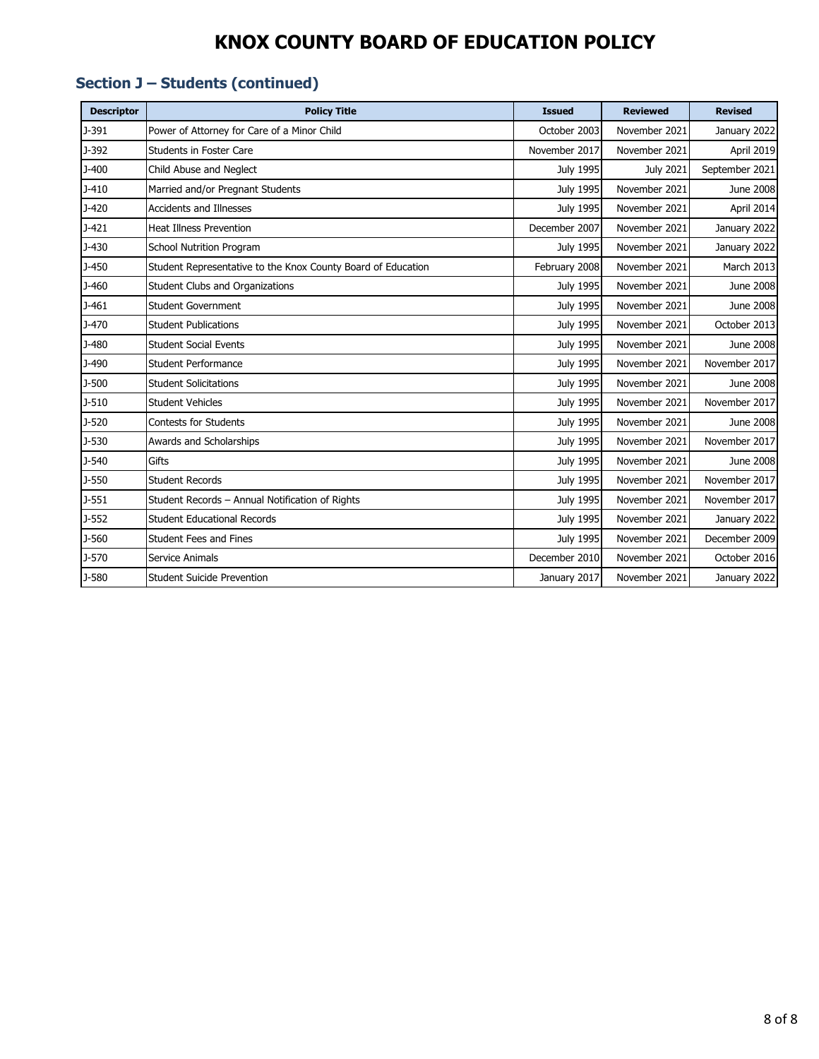# KNOX COUNTY BOARD OF EDUCATION POLICY

## Section J – Students (continued)

| Descriptor | Policy Title | Issued | Reviewed | Revised |
|---|---|---|---|---|
| J-391 | Power of Attorney for Care of a Minor Child | October 2003 | November 2021 | January 2022 |
| J-392 | Students in Foster Care | November 2017 | November 2021 | April 2019 |
| J-400 | Child Abuse and Neglect | July 1995 | July 2021 | September 2021 |
| J-410 | Married and/or Pregnant Students | July 1995 | November 2021 | June 2008 |
| J-420 | Accidents and Illnesses | July 1995 | November 2021 | April 2014 |
| J-421 | Heat Illness Prevention | December 2007 | November 2021 | January 2022 |
| J-430 | School Nutrition Program | July 1995 | November 2021 | January 2022 |
| J-450 | Student Representative to the Knox County Board of Education | February 2008 | November 2021 | March 2013 |
| J-460 | Student Clubs and Organizations | July 1995 | November 2021 | June 2008 |
| J-461 | Student Government | July 1995 | November 2021 | June 2008 |
| J-470 | Student Publications | July 1995 | November 2021 | October 2013 |
| J-480 | Student Social Events | July 1995 | November 2021 | June 2008 |
| J-490 | Student Performance | July 1995 | November 2021 | November 2017 |
| J-500 | Student Solicitations | July 1995 | November 2021 | June 2008 |
| J-510 | Student Vehicles | July 1995 | November 2021 | November 2017 |
| J-520 | Contests for Students | July 1995 | November 2021 | June 2008 |
| J-530 | Awards and Scholarships | July 1995 | November 2021 | November 2017 |
| J-540 | Gifts | July 1995 | November 2021 | June 2008 |
| J-550 | Student Records | July 1995 | November 2021 | November 2017 |
| J-551 | Student Records – Annual Notification of Rights | July 1995 | November 2021 | November 2017 |
| J-552 | Student Educational Records | July 1995 | November 2021 | January 2022 |
| J-560 | Student Fees and Fines | July 1995 | November 2021 | December 2009 |
| J-570 | Service Animals | December 2010 | November 2021 | October 2016 |
| J-580 | Student Suicide Prevention | January 2017 | November 2021 | January 2022 |